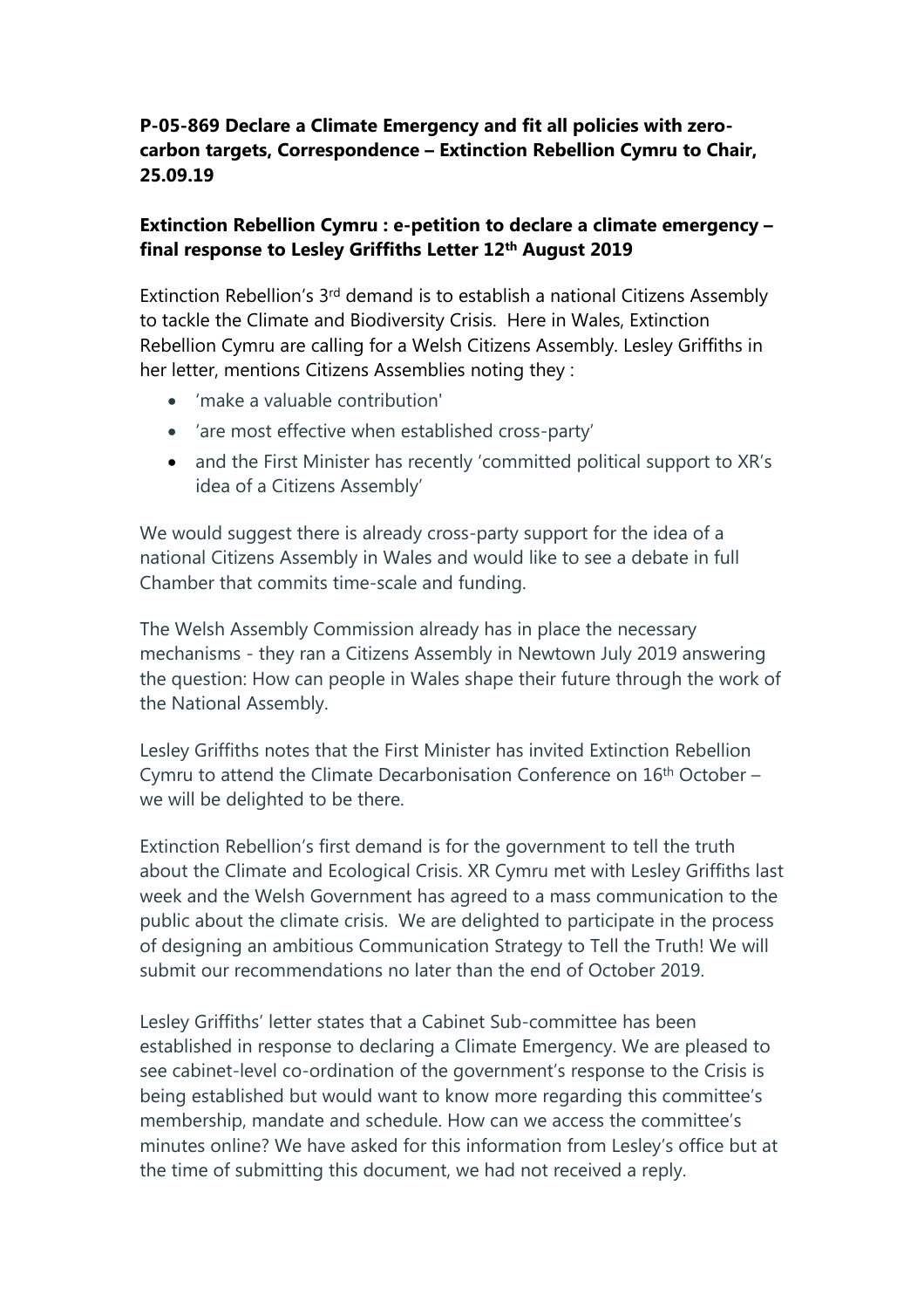**P-05-869 Declare a Climate Emergency and fit all policies with zero-carbon targets, Correspondence – Extinction Rebellion Cymru to Chair, 25.09.19**

**Extinction Rebellion Cymru : e-petition to declare a climate emergency – final response to Lesley Griffiths Letter 12th August 2019**

Extinction Rebellion's 3rd demand is to establish a national Citizens Assembly to tackle the Climate and Biodiversity Crisis. Here in Wales, Extinction Rebellion Cymru are calling for a Welsh Citizens Assembly. Lesley Griffiths in her letter, mentions Citizens Assemblies noting they :

- 'make a valuable contribution'
- 'are most effective when established cross-party'
- and the First Minister has recently 'committed political support to XR's idea of a Citizens Assembly'

We would suggest there is already cross-party support for the idea of a national Citizens Assembly in Wales and would like to see a debate in full Chamber that commits time-scale and funding.

The Welsh Assembly Commission already has in place the necessary mechanisms - they ran a Citizens Assembly in Newtown July 2019 answering the question: How can people in Wales shape their future through the work of the National Assembly.

Lesley Griffiths notes that the First Minister has invited Extinction Rebellion Cymru to attend the Climate Decarbonisation Conference on 16th October – we will be delighted to be there.

Extinction Rebellion's first demand is for the government to tell the truth about the Climate and Ecological Crisis. XR Cymru met with Lesley Griffiths last week and the Welsh Government has agreed to a mass communication to the public about the climate crisis. We are delighted to participate in the process of designing an ambitious Communication Strategy to Tell the Truth! We will submit our recommendations no later than the end of October 2019.

Lesley Griffiths' letter states that a Cabinet Sub-committee has been established in response to declaring a Climate Emergency. We are pleased to see cabinet-level co-ordination of the government's response to the Crisis is being established but would want to know more regarding this committee's membership, mandate and schedule. How can we access the committee's minutes online? We have asked for this information from Lesley's office but at the time of submitting this document, we had not received a reply.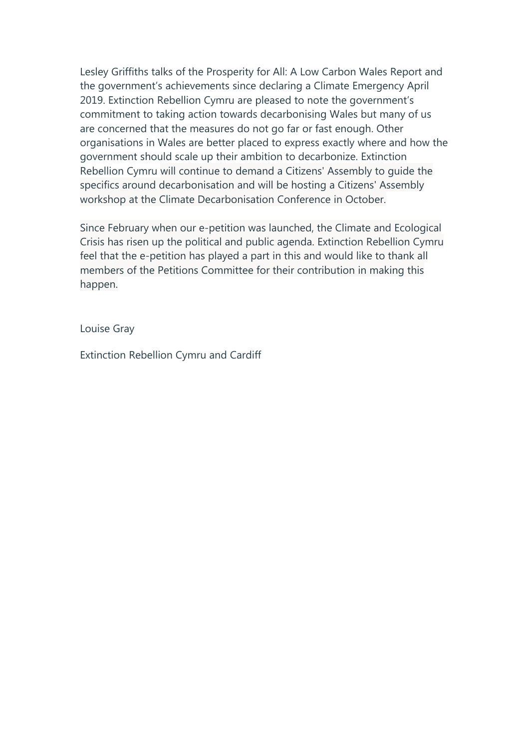Lesley Griffiths talks of the Prosperity for All: A Low Carbon Wales Report and the government's achievements since declaring a Climate Emergency April 2019. Extinction Rebellion Cymru are pleased to note the government's commitment to taking action towards decarbonising Wales but many of us are concerned that the measures do not go far or fast enough. Other organisations in Wales are better placed to express exactly where and how the government should scale up their ambition to decarbonize. Extinction Rebellion Cymru will continue to demand a Citizens' Assembly to guide the specifics around decarbonisation and will be hosting a Citizens' Assembly workshop at the Climate Decarbonisation Conference in October.

Since February when our e-petition was launched, the Climate and Ecological Crisis has risen up the political and public agenda. Extinction Rebellion Cymru feel that the e-petition has played a part in this and would like to thank all members of the Petitions Committee for their contribution in making this happen.

Louise Gray

Extinction Rebellion Cymru and Cardiff